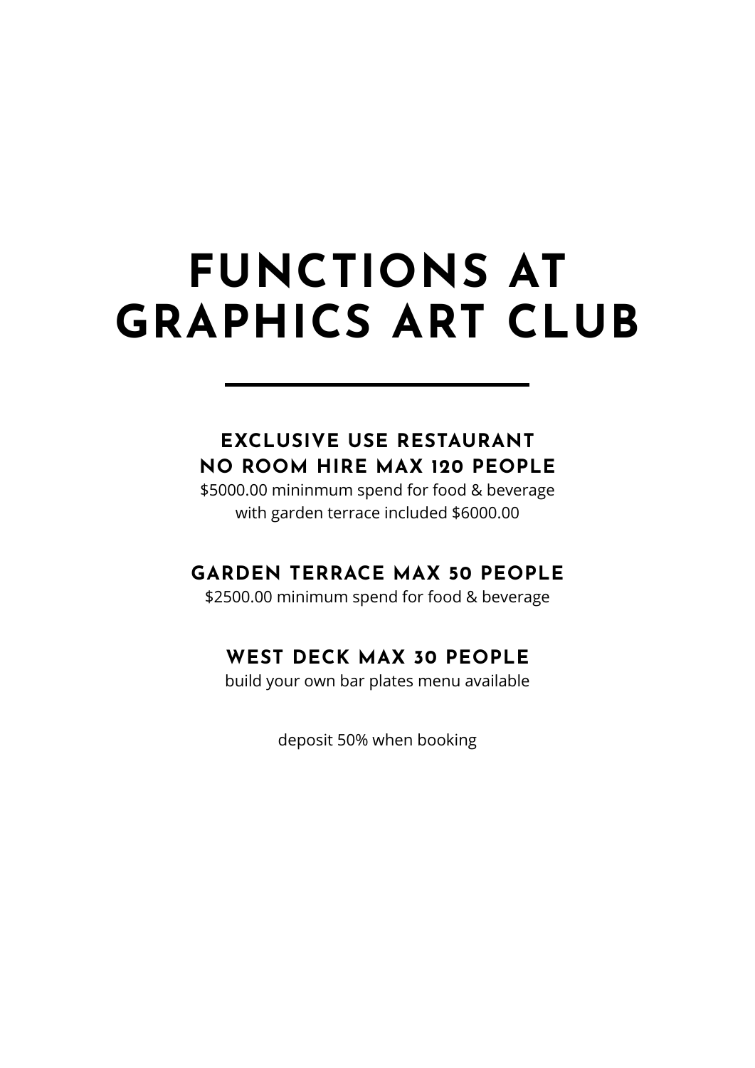# FUNCTIONS AT GRAPHICS ART CLUB

---

### EXCLUSIVE USE RESTAURANT NO ROOM HIRE MAX 120 PEOPLE

$5000.00 mininmum spend for food & beverage
with garden terrace included $6000.00

### GARDEN TERRACE MAX 50 PEOPLE

$2500.00 minimum spend for food & beverage

### WEST DECK MAX 30 PEOPLE

build your own bar plates menu available

deposit 50% when booking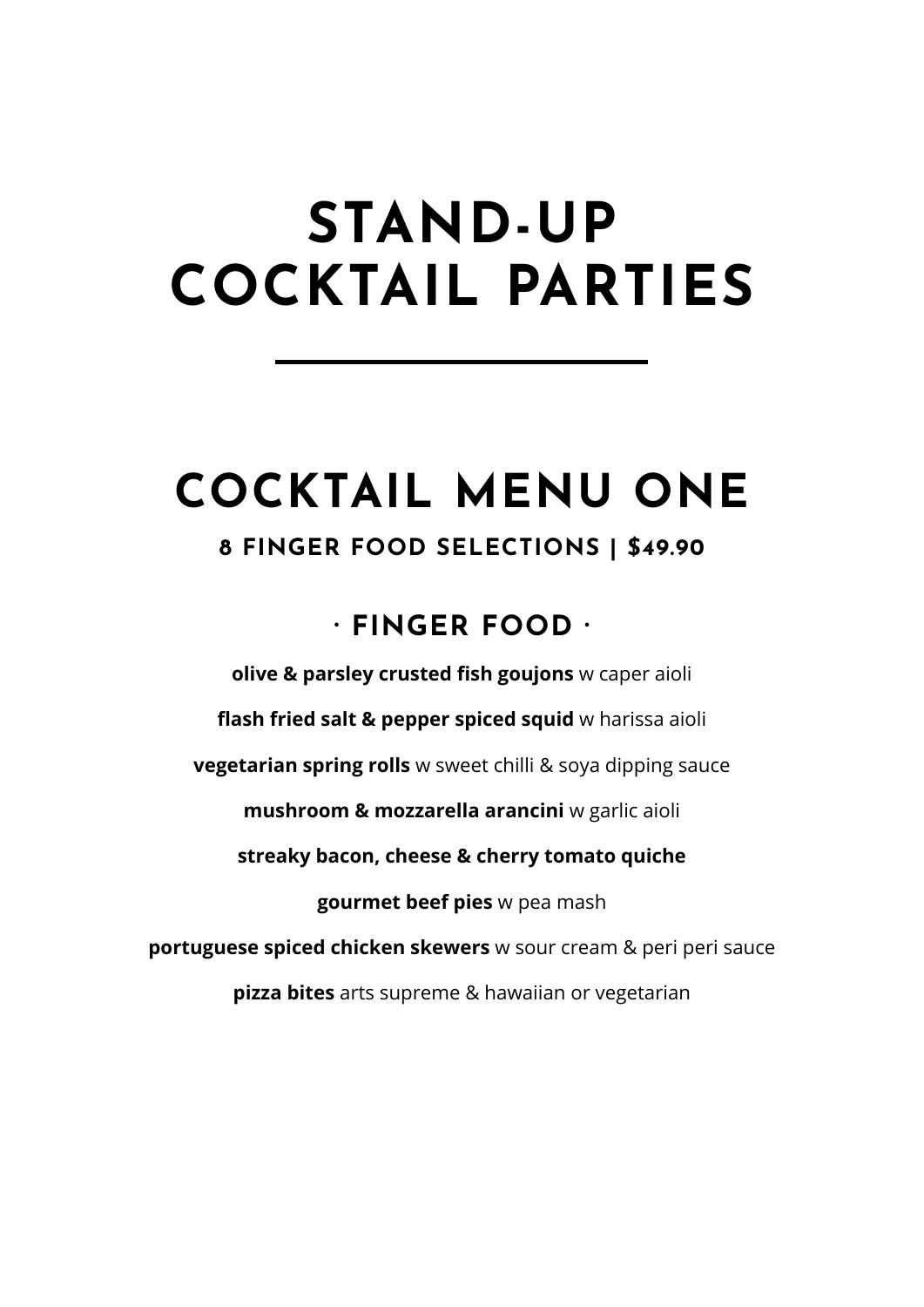# STAND-UP COCKTAIL PARTIES

## COCKTAIL MENU ONE

### 8 FINGER FOOD SELECTIONS | $49.90

### · FINGER FOOD ·

**olive & parsley crusted fish goujons** w caper aioli

**flash fried salt & pepper spiced squid** w harissa aioli

**vegetarian spring rolls** w sweet chilli & soya dipping sauce

**mushroom & mozzarella arancini** w garlic aioli

**streaky bacon, cheese & cherry tomato quiche**

**gourmet beef pies** w pea mash

**portuguese spiced chicken skewers** w sour cream & peri peri sauce

**pizza bites** arts supreme & hawaiian or vegetarian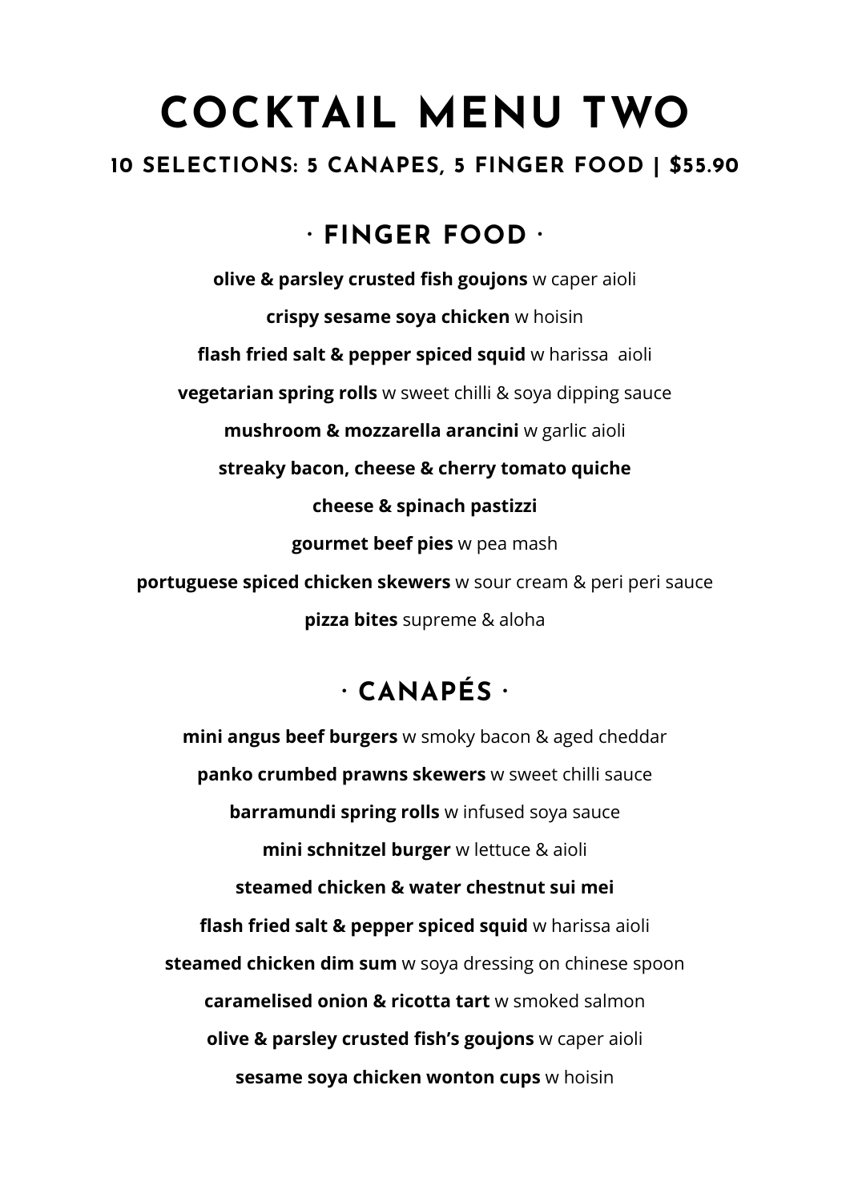# COCKTAIL MENU TWO

### 10 SELECTIONS: 5 CANAPES, 5 FINGER FOOD | $55.90

## · FINGER FOOD ·

**olive & parsley crusted fish goujons** w caper aioli

**crispy sesame soya chicken** w hoisin

**flash fried salt & pepper spiced squid** w harissa aioli

**vegetarian spring rolls** w sweet chilli & soya dipping sauce

**mushroom & mozzarella arancini** w garlic aioli

**streaky bacon, cheese & cherry tomato quiche**

**cheese & spinach pastizzi**

**gourmet beef pies** w pea mash

**portuguese spiced chicken skewers** w sour cream & peri peri sauce

**pizza bites** supreme & aloha

## · CANAPÉS ·

**mini angus beef burgers** w smoky bacon & aged cheddar

**panko crumbed prawns skewers** w sweet chilli sauce

**barramundi spring rolls** w infused soya sauce

**mini schnitzel burger** w lettuce & aioli

**steamed chicken & water chestnut sui mei**

**flash fried salt & pepper spiced squid** w harissa aioli

**steamed chicken dim sum** w soya dressing on chinese spoon

**caramelised onion & ricotta tart** w smoked salmon

**olive & parsley crusted fish's goujons** w caper aioli

**sesame soya chicken wonton cups** w hoisin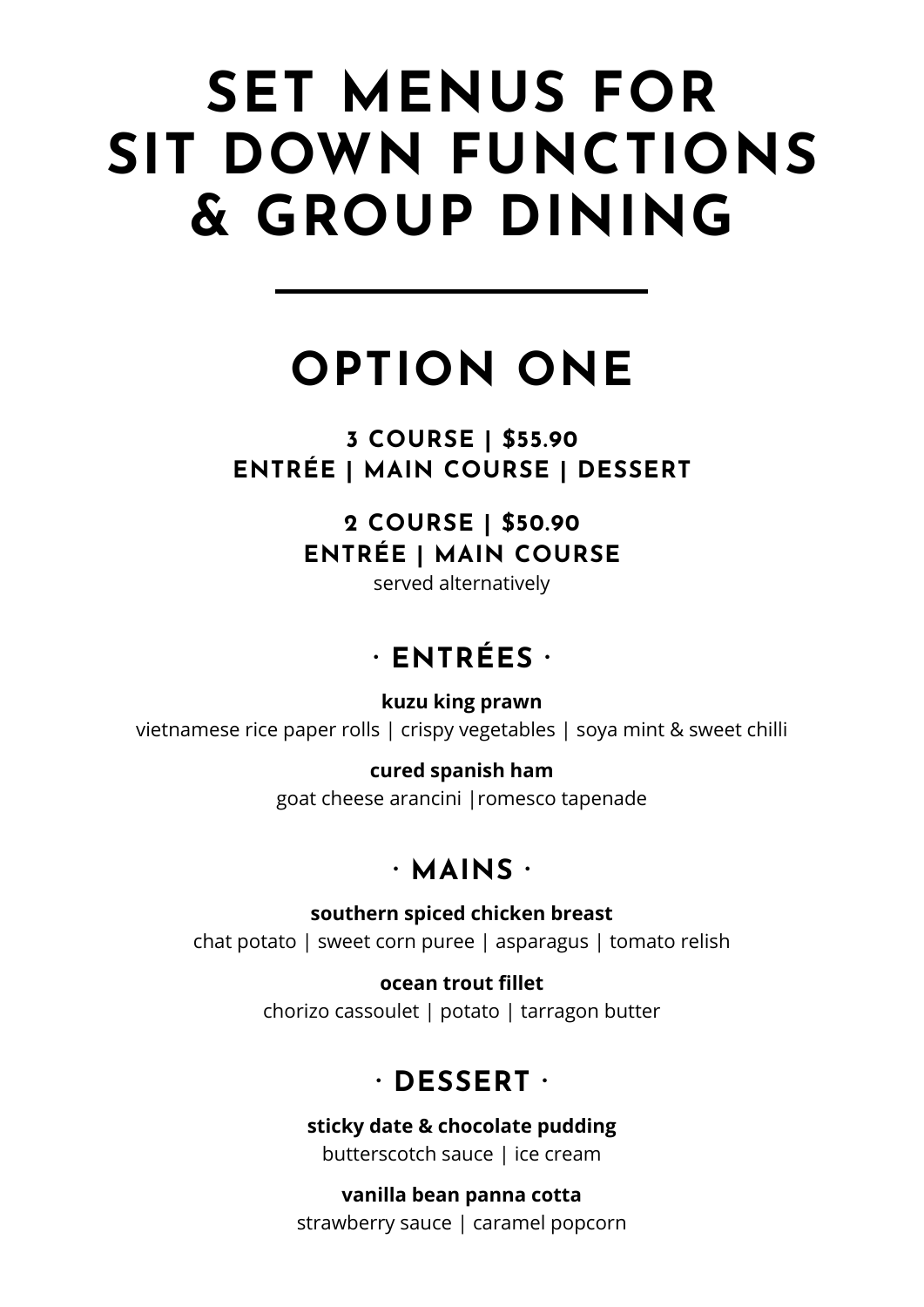# SET MENUS FOR SIT DOWN FUNCTIONS & GROUP DINING

---

## OPTION ONE

**3 COURSE | $55.90**
**ENTRÉE | MAIN COURSE | DESSERT**

**2 COURSE | $50.90**
**ENTRÉE | MAIN COURSE**
served alternatively

### · ENTRÉES ·

**kuzu king prawn**
vietnamese rice paper rolls | crispy vegetables | soya mint & sweet chilli

**cured spanish ham**
goat cheese arancini |romesco tapenade

### · MAINS ·

**southern spiced chicken breast**
chat potato | sweet corn puree | asparagus | tomato relish

**ocean trout fillet**
chorizo cassoulet | potato | tarragon butter

### · DESSERT ·

**sticky date & chocolate pudding**
butterscotch sauce | ice cream

**vanilla bean panna cotta**
strawberry sauce | caramel popcorn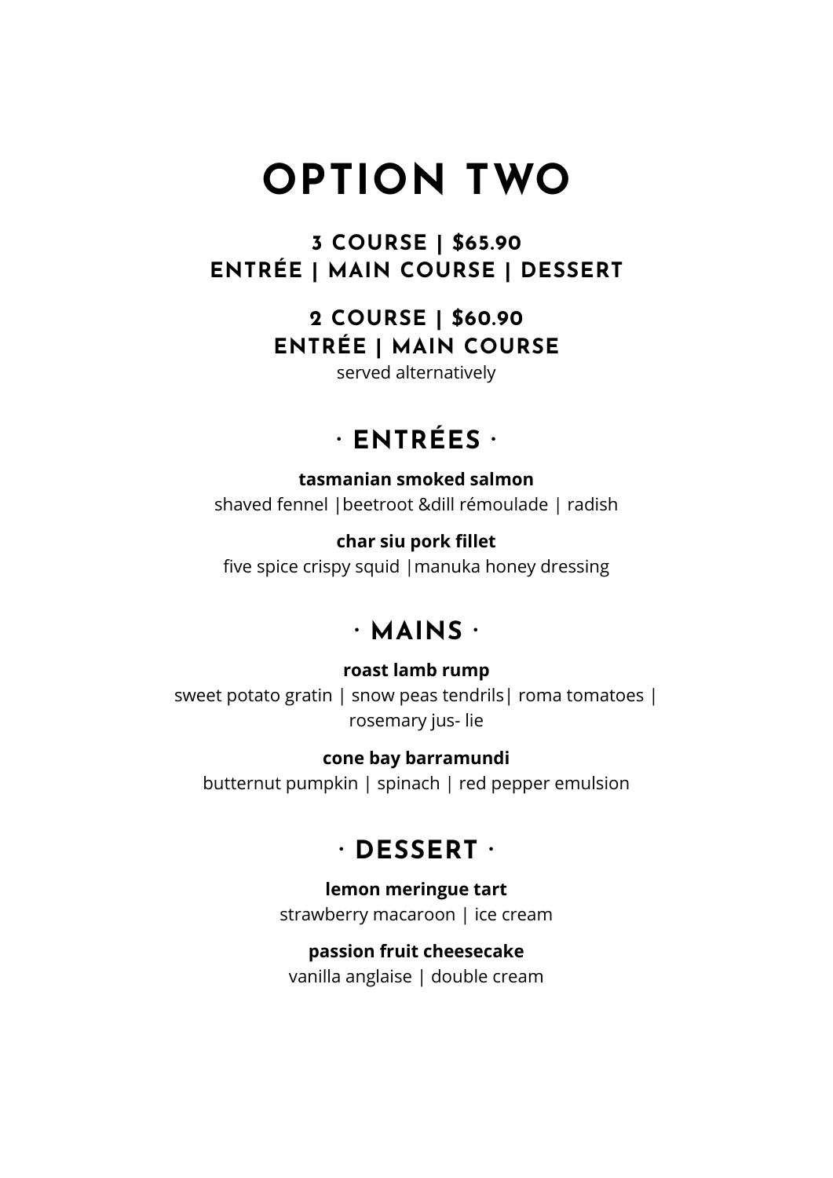# OPTION TWO

### 3 COURSE | $65.90
### ENTRÉE | MAIN COURSE | DESSERT

### 2 COURSE | $60.90
### ENTRÉE | MAIN COURSE

served alternatively

## · ENTRÉES ·

**tasmanian smoked salmon**
shaved fennel |beetroot &dill rémoulade | radish

**char siu pork fillet**
five spice crispy squid |manuka honey dressing

## · MAINS ·

**roast lamb rump**
sweet potato gratin | snow peas tendrils| roma tomatoes | rosemary jus- lie

**cone bay barramundi**
butternut pumpkin | spinach | red pepper emulsion

## · DESSERT ·

**lemon meringue tart**
strawberry macaroon | ice cream

**passion fruit cheesecake**
vanilla anglaise | double cream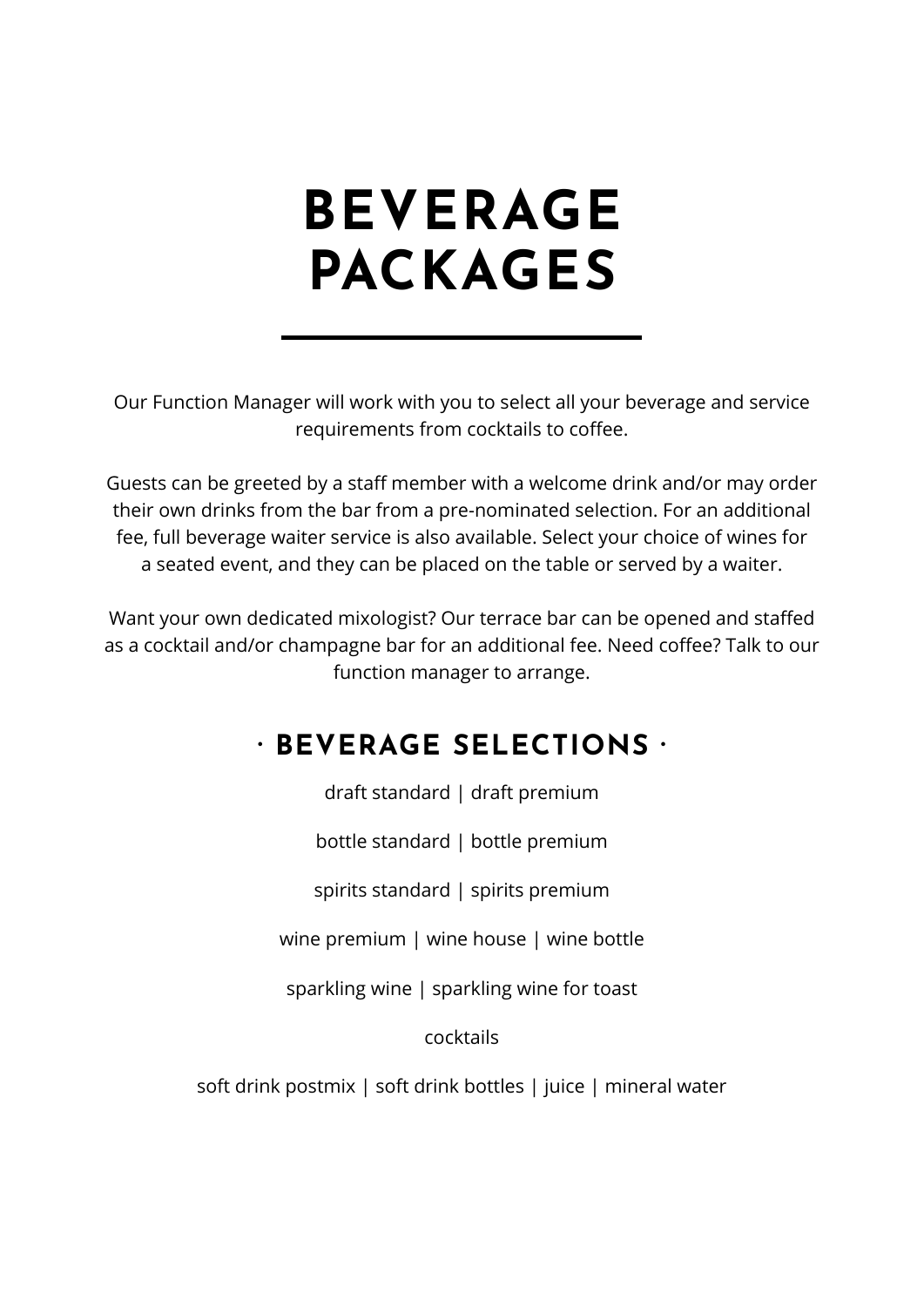# BEVERAGE PACKAGES

Our Function Manager will work with you to select all your beverage and service requirements from cocktails to coffee.

Guests can be greeted by a staff member with a welcome drink and/or may order their own drinks from the bar from a pre-nominated selection. For an additional fee, full beverage waiter service is also available. Select your choice of wines for a seated event, and they can be placed on the table or served by a waiter.

Want your own dedicated mixologist? Our terrace bar can be opened and staffed as a cocktail and/or champagne bar for an additional fee. Need coffee? Talk to our function manager to arrange.

## · BEVERAGE SELECTIONS ·

draft standard | draft premium

bottle standard | bottle premium

spirits standard | spirits premium

wine premium | wine house | wine bottle

sparkling wine | sparkling wine for toast

cocktails

soft drink postmix | soft drink bottles | juice | mineral water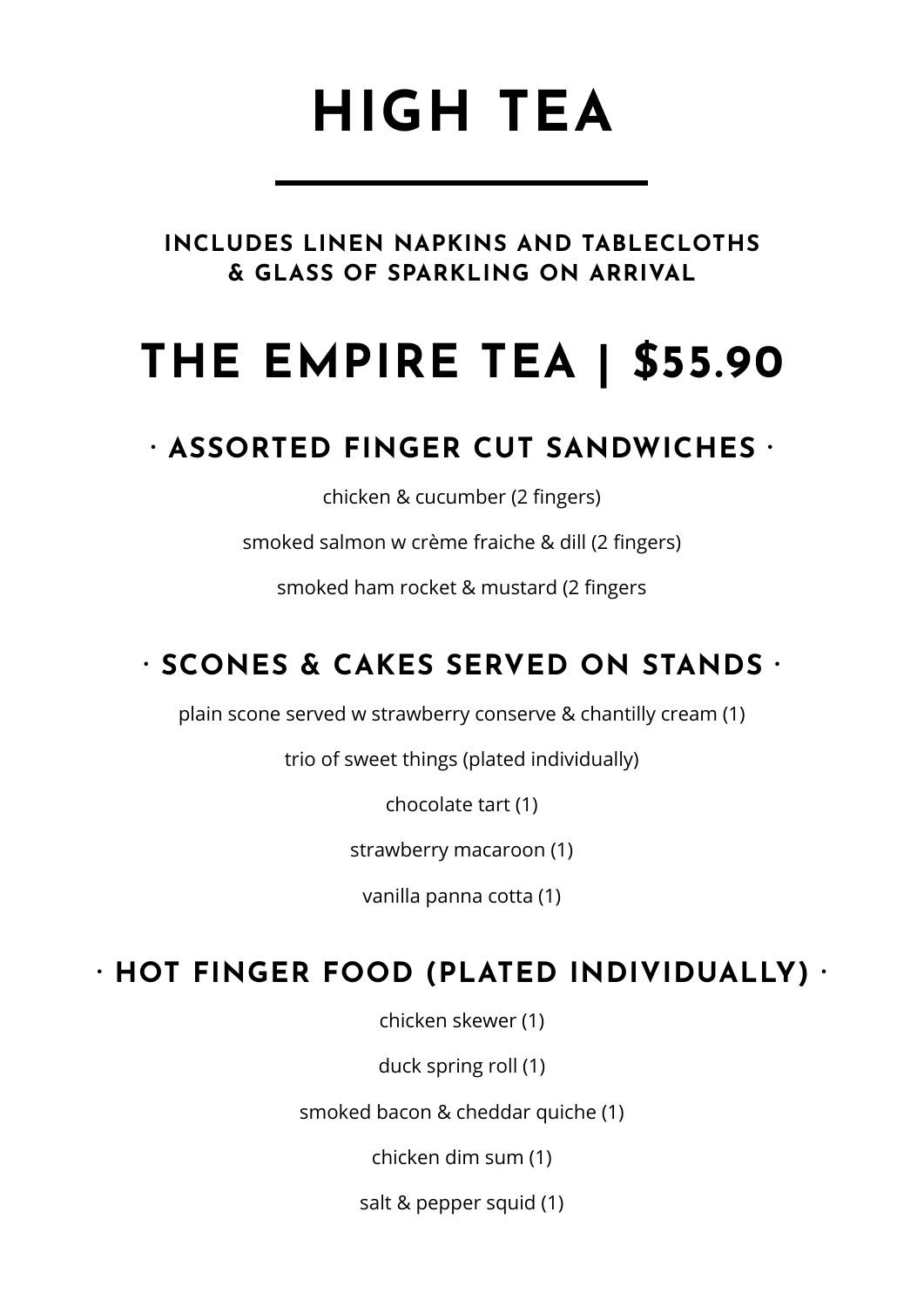# HIGH TEA

**INCLUDES LINEN NAPKINS AND TABLECLOTHS & GLASS OF SPARKLING ON ARRIVAL**

## THE EMPIRE TEA | $55.90

### · ASSORTED FINGER CUT SANDWICHES ·

chicken & cucumber (2 fingers)

smoked salmon w crème fraiche & dill (2 fingers)

smoked ham rocket & mustard (2 fingers

### · SCONES & CAKES SERVED ON STANDS ·

plain scone served w strawberry conserve & chantilly cream (1)

trio of sweet things (plated individually)

chocolate tart (1)

strawberry macaroon (1)

vanilla panna cotta (1)

### · HOT FINGER FOOD (PLATED INDIVIDUALLY) ·

chicken skewer (1)

duck spring roll (1)

smoked bacon & cheddar quiche (1)

chicken dim sum (1)

salt & pepper squid (1)